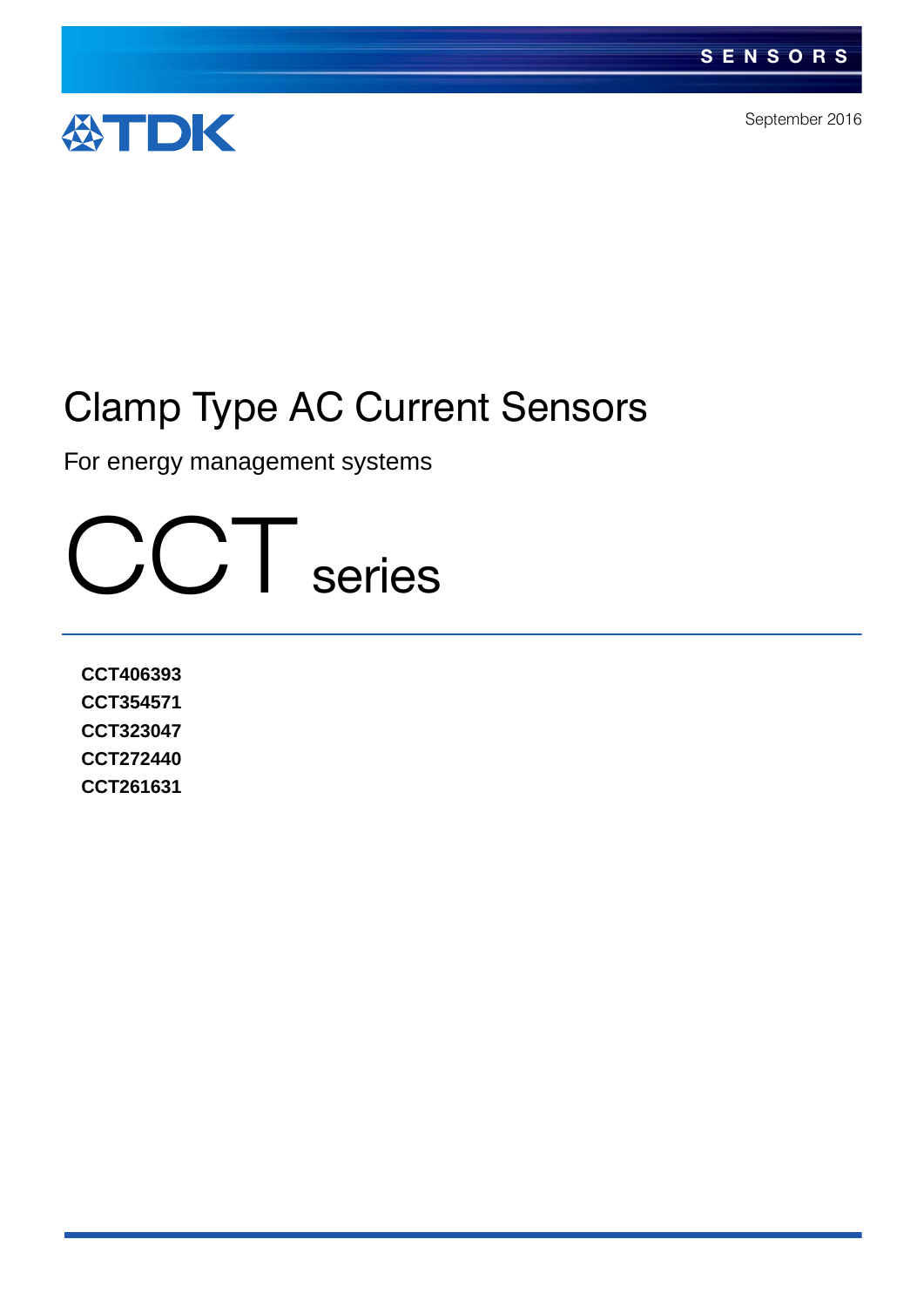SENSORS

TDK

September 2016

# Clamp Type AC Current Sensors

For energy management systems

# CCT series

**CCT406393**
**CCT354571**
**CCT323047**
**CCT272440**
**CCT261631**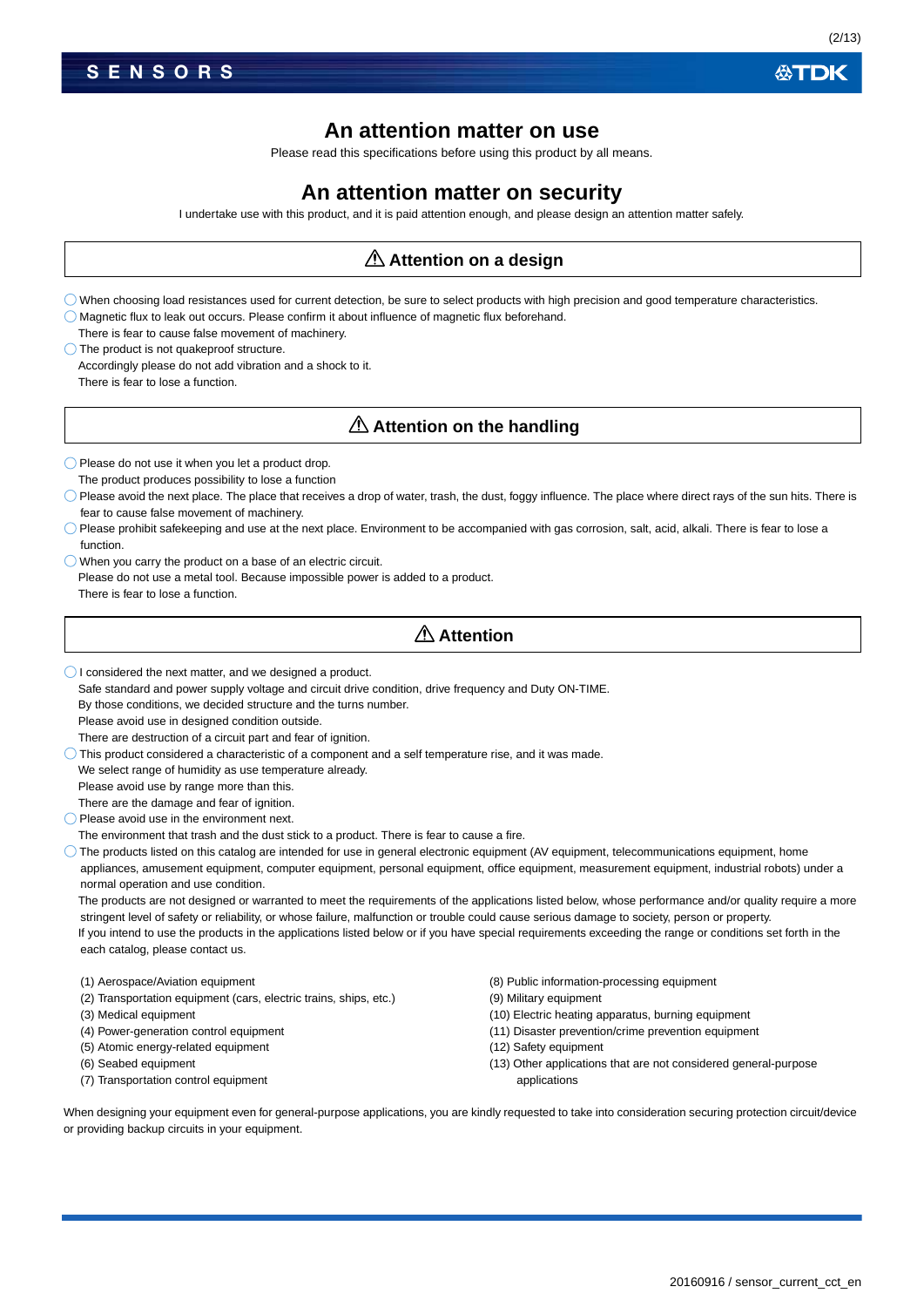# An attention matter on use

Please read this specifications before using this product by all means.

# An attention matter on security

I undertake use with this product, and it is paid attention enough, and please design an attention matter safely.

## ⚠ Attention on a design

- ◯ When choosing load resistances used for current detection, be sure to select products with high precision and good temperature characteristics.
- ◯ Magnetic flux to leak out occurs. Please confirm it about influence of magnetic flux beforehand.
  There is fear to cause false movement of machinery.
- ◯ The product is not quakeproof structure.
  Accordingly please do not add vibration and a shock to it.
  There is fear to lose a function.

## ⚠ Attention on the handling

- ◯ Please do not use it when you let a product drop.
  The product produces possibility to lose a function
- ◯ Please avoid the next place. The place that receives a drop of water, trash, the dust, foggy influence. The place where direct rays of the sun hits. There is fear to cause false movement of machinery.
- ◯ Please prohibit safekeeping and use at the next place. Environment to be accompanied with gas corrosion, salt, acid, alkali. There is fear to lose a function.
- ◯ When you carry the product on a base of an electric circuit.
  Please do not use a metal tool. Because impossible power is added to a product.
  There is fear to lose a function.

## ⚠ Attention

- ◯ I considered the next matter, and we designed a product.
  Safe standard and power supply voltage and circuit drive condition, drive frequency and Duty ON-TIME.
  By those conditions, we decided structure and the turns number.
  Please avoid use in designed condition outside.
  There are destruction of a circuit part and fear of ignition.
- ◯ This product considered a characteristic of a component and a self temperature rise, and it was made.
  We select range of humidity as use temperature already.
  Please avoid use by range more than this.
  There are the damage and fear of ignition.
- ◯ Please avoid use in the environment next.
  The environment that trash and the dust stick to a product. There is fear to cause a fire.
- ◯ The products listed on this catalog are intended for use in general electronic equipment (AV equipment, telecommunications equipment, home appliances, amusement equipment, computer equipment, personal equipment, office equipment, measurement equipment, industrial robots) under a normal operation and use condition.
  The products are not designed or warranted to meet the requirements of the applications listed below, whose performance and/or quality require a more stringent level of safety or reliability, or whose failure, malfunction or trouble could cause serious damage to society, person or property.
  If you intend to use the products in the applications listed below or if you have special requirements exceeding the range or conditions set forth in the each catalog, please contact us.

(1) Aerospace/Aviation equipment
(2) Transportation equipment (cars, electric trains, ships, etc.)
(3) Medical equipment
(4) Power-generation control equipment
(5) Atomic energy-related equipment
(6) Seabed equipment
(7) Transportation control equipment
(8) Public information-processing equipment
(9) Military equipment
(10) Electric heating apparatus, burning equipment
(11) Disaster prevention/crime prevention equipment
(12) Safety equipment
(13) Other applications that are not considered general-purpose applications

When designing your equipment even for general-purpose applications, you are kindly requested to take into consideration securing protection circuit/device or providing backup circuits in your equipment.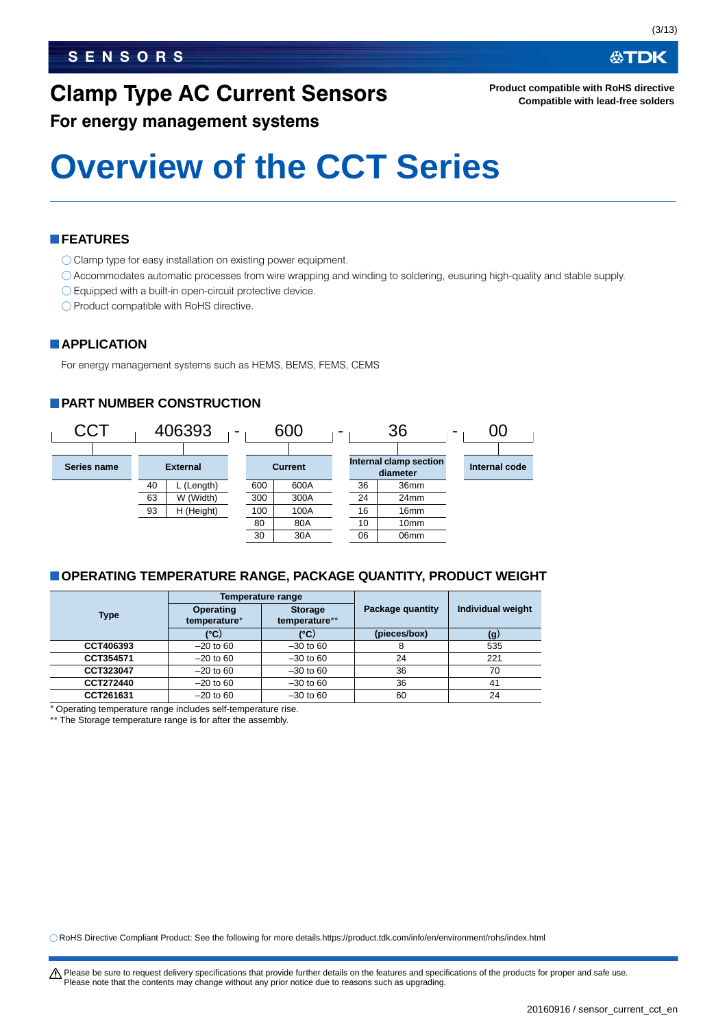# Clamp Type AC Current Sensors

**Product compatible with RoHS directive**
**Compatible with lead-free solders**

## For energy management systems

# Overview of the CCT Series

## FEATURES

- ◯ Clamp type for easy installation on existing power equipment.
- ◯ Accommodates automatic processes from wire wrapping and winding to soldering, eusuring high-quality and stable supply.
- ◯ Equipped with a built-in open-circuit protective device.
- ◯ Product compatible with RoHS directive.

## APPLICATION

For energy management systems such as HEMS, BEMS, FEMS, CEMS

## PART NUMBER CONSTRUCTION

CCT 406393 - 600 - 36 - 00

**Series name**: CCT

**External**

| | |
|---|---|
| 40 | L (Length) |
| 63 | W (Width) |
| 93 | H (Height) |

**Current**

| | |
|---|---|
| 600 | 600A |
| 300 | 300A |
| 100 | 100A |
| 80 | 80A |
| 30 | 30A |

**Internal clamp section diameter**

| | |
|---|---|
| 36 | 36mm |
| 24 | 24mm |
| 16 | 16mm |
| 10 | 10mm |
| 06 | 06mm |

**Internal code**: 00

## OPERATING TEMPERATURE RANGE, PACKAGE QUANTITY, PRODUCT WEIGHT

| Type | Temperature range | | Package quantity | Individual weight |
|---|---|---|---|---|
| | Operating temperature* | Storage temperature** | | |
| | (°C) | (°C) | (pieces/box) | (g) |
| CCT406393 | –20 to 60 | –30 to 60 | 8 | 535 |
| CCT354571 | –20 to 60 | –30 to 60 | 24 | 221 |
| CCT323047 | –20 to 60 | –30 to 60 | 36 | 70 |
| CCT272440 | –20 to 60 | –30 to 60 | 36 | 41 |
| CCT261631 | –20 to 60 | –30 to 60 | 60 | 24 |

* Operating temperature range includes self-temperature rise.
** The Storage temperature range is for after the assembly.

◯ RoHS Directive Compliant Product: See the following for more details.https://product.tdk.com/info/en/environment/rohs/index.html

⚠ Please be sure to request delivery specifications that provide further details on the features and specifications of the products for proper and safe use.
Please note that the contents may change without any prior notice due to reasons such as upgrading.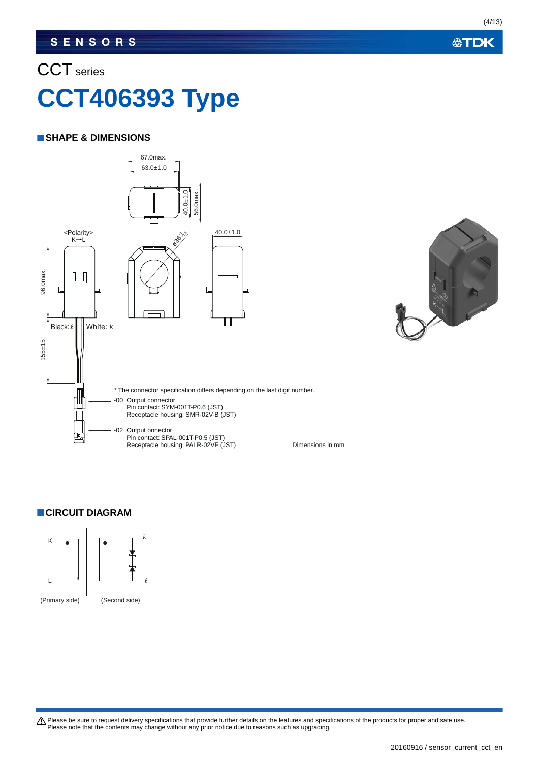CCT series

# CCT406393 Type

## SHAPE & DIMENSIONS

67.0max.

63.0±1.0

40.0±1.0

56.0max.

<Polarity>
K→L

ø36$^{+1}_{-0.5}$

40.0±1.0

96.0max.

Black: ℓ

White: k

155±15

* The connector specification differs depending on the last digit number.

-00 Output connector
Pin contact: SYM-001T-P0.6 (JST)
Receptacle housing: SMR-02V-B (JST)

-02 Output onnector
Pin contact: SPAL-001T-P0.5 (JST)
Receptacle housing: PALR-02VF (JST)

Dimensions in mm

## CIRCUIT DIAGRAM

K

L

k

ℓ

(Primary side) (Second side)

Please be sure to request delivery specifications that provide further details on the features and specifications of the products for proper and safe use.
Please note that the contents may change without any prior notice due to reasons such as upgrading.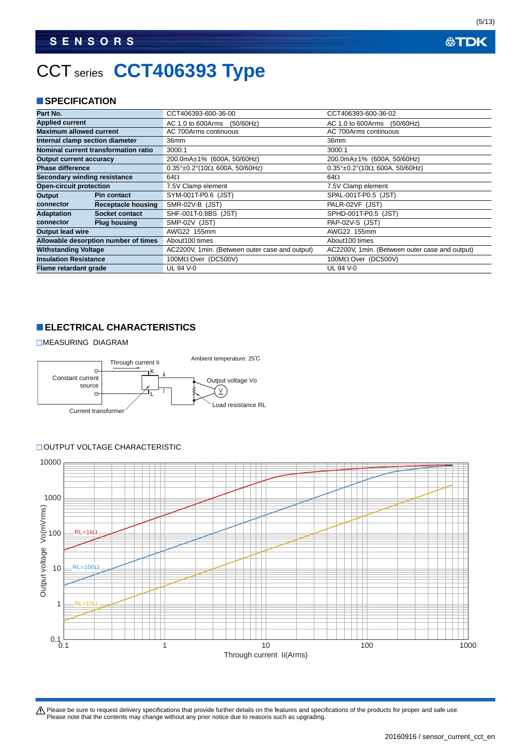# CCT series CCT406393 Type

## SPECIFICATION

| Part No. | | CCT406393-600-36-00 | CCT406393-600-36-02 |
|---|---|---|---|
| Applied current | | AC 1.0 to 600Arms (50/60Hz) | AC 1.0 to 600Arms (50/60Hz) |
| Maximum allowed current | | AC 700Arms continuous | AC 700Arms continuous |
| Internal clamp section diameter | | 36mm | 36mm |
| Nominal current transformation ratio | | 3000:1 | 3000:1 |
| Output current accuracy | | 200.0mA±1% (600A, 50/60Hz) | 200.0mA±1% (600A, 50/60Hz) |
| Phase difference | | 0.35°±0.2°(10Ω, 600A, 50/60Hz) | 0.35°±0.2°(10Ω, 600A, 50/60Hz) |
| Secondary winding resistance | | 64Ω | 64Ω |
| Open-circuit protection | | 7.5V Clamp element | 7.5V Clamp element |
| Output connector | Pin contact | SYM-001T-P0.6 (JST) | SPAL-001T-P0.5 (JST) |
| | Receptacle housing | SMR-02V-B (JST) | PALR-02VF (JST) |
| Adaptation connector | Socket contact | SHF-001T-0.8BS (JST) | SPHD-001T-P0.5 (JST) |
| | Plug housing | SMP-02V (JST) | PAP-02V-S (JST) |
| Output lead wire | | AWG22 155mm | AWG22 155mm |
| Allowable desorption number of times | | About100 times | About100 times |
| Withstanding Voltage | | AC2200V, 1min. (Between outer case and output) | AC2200V, 1min. (Between outer case and output) |
| Insulation Resistance | | 100MΩ Over (DC500V) | 100MΩ Over (DC500V) |
| Flame retardant grade | | UL 94 V-0 | UL 94 V-0 |

## ELECTRICAL CHARACTERISTICS

□MEASURING DIAGRAM

Ambient temperature: 25°C

Constant current source — Through current Ii — K, L — Current transformer — k, l — Output voltage Vo — V — Load resistance RL

□OUTPUT VOLTAGE CHARACTERISTIC

Output voltage Vo(mVrms) vs. Through current Ii(Arms); curves: RL=1kΩ, RL=100Ω, RL=10Ω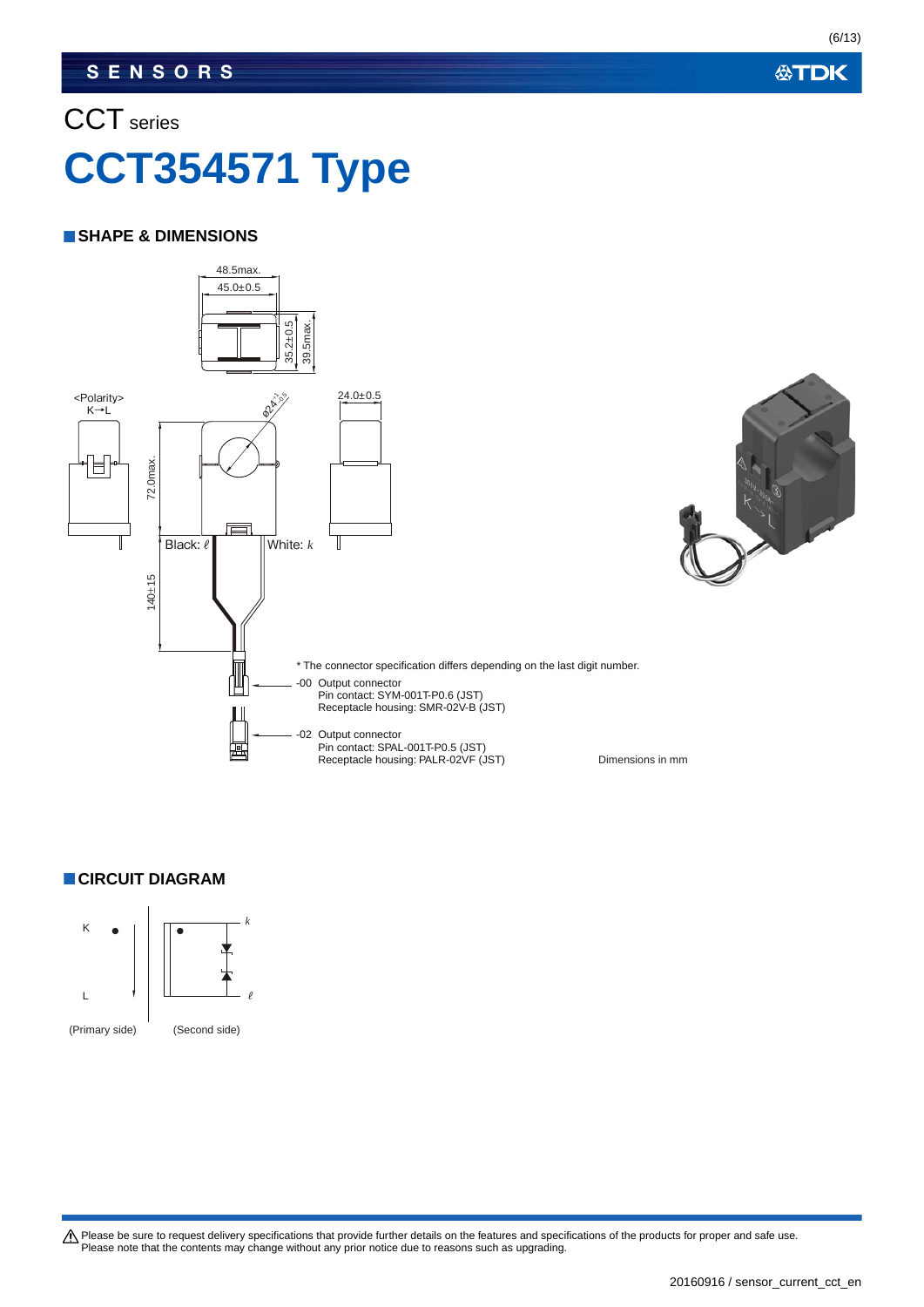CCT series

# CCT354571 Type

## SHAPE & DIMENSIONS

48.5max.
45.0±0.5
35.2±0.5
39.5max.

<Polarity>
K→L

ø24 +1 -0.5

24.0±0.5

72.0max.

Black: ℓ

White: k

140±15

* The connector specification differs depending on the last digit number.

-00 Output connector
Pin contact: SYM-001T-P0.6 (JST)
Receptacle housing: SMR-02V-B (JST)

-02 Output connector
Pin contact: SPAL-001T-P0.5 (JST)
Receptacle housing: PALR-02VF (JST)

Dimensions in mm

## CIRCUIT DIAGRAM

K

L

k

ℓ

(Primary side) (Second side)

⚠ Please be sure to request delivery specifications that provide further details on the features and specifications of the products for proper and safe use.
Please note that the contents may change without any prior notice due to reasons such as upgrading.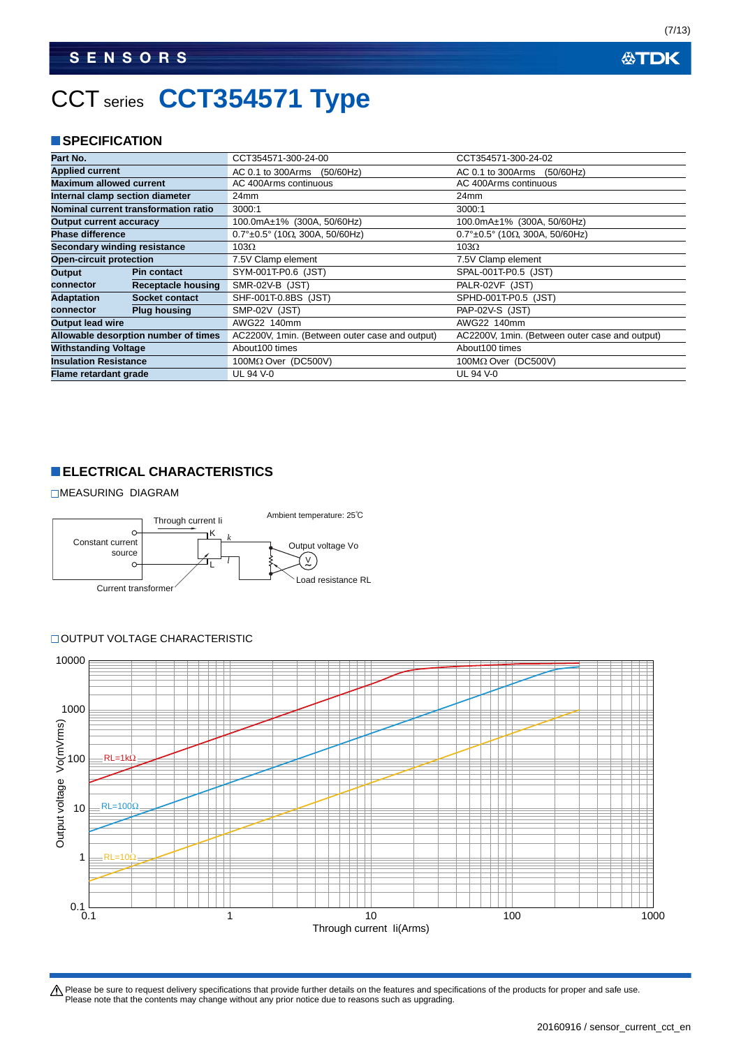# CCT series **CCT354571 Type**

## SPECIFICATION

| Part No. | | CCT354571-300-24-00 | CCT354571-300-24-02 |
|---|---|---|---|
| Applied current | | AC 0.1 to 300Arms (50/60Hz) | AC 0.1 to 300Arms (50/60Hz) |
| Maximum allowed current | | AC 400Arms continuous | AC 400Arms continuous |
| Internal clamp section diameter | | 24mm | 24mm |
| Nominal current transformation ratio | | 3000:1 | 3000:1 |
| Output current accuracy | | 100.0mA±1% (300A, 50/60Hz) | 100.0mA±1% (300A, 50/60Hz) |
| Phase difference | | 0.7°±0.5° (10Ω, 300A, 50/60Hz) | 0.7°±0.5° (10Ω, 300A, 50/60Hz) |
| Secondary winding resistance | | 103Ω | 103Ω |
| Open-circuit protection | | 7.5V Clamp element | 7.5V Clamp element |
| Output connector | Pin contact | SYM-001T-P0.6 (JST) | SPAL-001T-P0.5 (JST) |
| | Receptacle housing | SMR-02V-B (JST) | PALR-02VF (JST) |
| Adaptation connector | Socket contact | SHF-001T-0.8BS (JST) | SPHD-001T-P0.5 (JST) |
| | Plug housing | SMP-02V (JST) | PAP-02V-S (JST) |
| Output lead wire | | AWG22 140mm | AWG22 140mm |
| Allowable desorption number of times | | AC2200V, 1min. (Between outer case and output) | AC2200V, 1min. (Between outer case and output) |
| Withstanding Voltage | | About100 times | About100 times |
| Insulation Resistance | | 100MΩ Over (DC500V) | 100MΩ Over (DC500V) |
| Flame retardant grade | | UL 94 V-0 | UL 94 V-0 |

## ELECTRICAL CHARACTERISTICS

### MEASURING DIAGRAM

Ambient temperature: 25℃

Constant current source, Through current Ii, K, k, L, l, Current transformer, Output voltage Vo, V, Load resistance RL

### OUTPUT VOLTAGE CHARACTERISTIC

Output voltage Vo(mVrms) vs. Through current Ii(Arms); curves: RL=1kΩ, RL=100Ω, RL=10Ω

Y-axis: 0.1, 1, 10, 100, 1000, 10000
X-axis: 0.1, 1, 10, 100, 1000

⚠ Please be sure to request delivery specifications that provide further details on the features and specifications of the products for proper and safe use.
Please note that the contents may change without any prior notice due to reasons such as upgrading.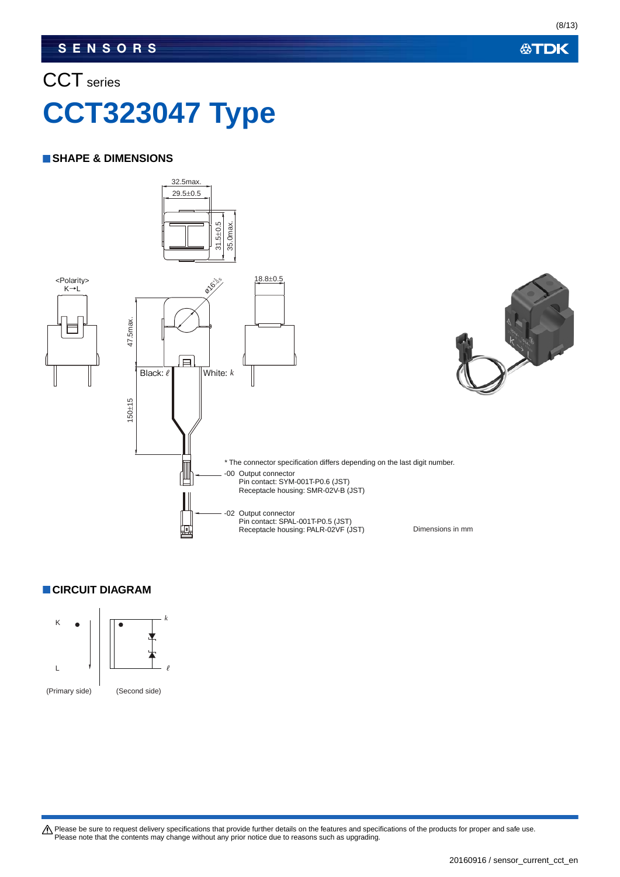CCT series

# CCT323047 Type

## SHAPE & DIMENSIONS

32.5max.
29.5±0.5
31.5±0.5
35.0max.

<Polarity>
K→L

ø16
47.5max.
18.8±0.5
Black: ℓ
White: k
150±15

* The connector specification differs depending on the last digit number.

-00 Output connector
Pin contact: SYM-001T-P0.6 (JST)
Receptacle housing: SMR-02V-B (JST)

-02 Output connector
Pin contact: SPAL-001T-P0.5 (JST)
Receptacle housing: PALR-02VF (JST)

Dimensions in mm

## CIRCUIT DIAGRAM

K
L
k
ℓ

(Primary side) (Second side)

⚠ Please be sure to request delivery specifications that provide further details on the features and specifications of the products for proper and safe use.
Please note that the contents may change without any prior notice due to reasons such as upgrading.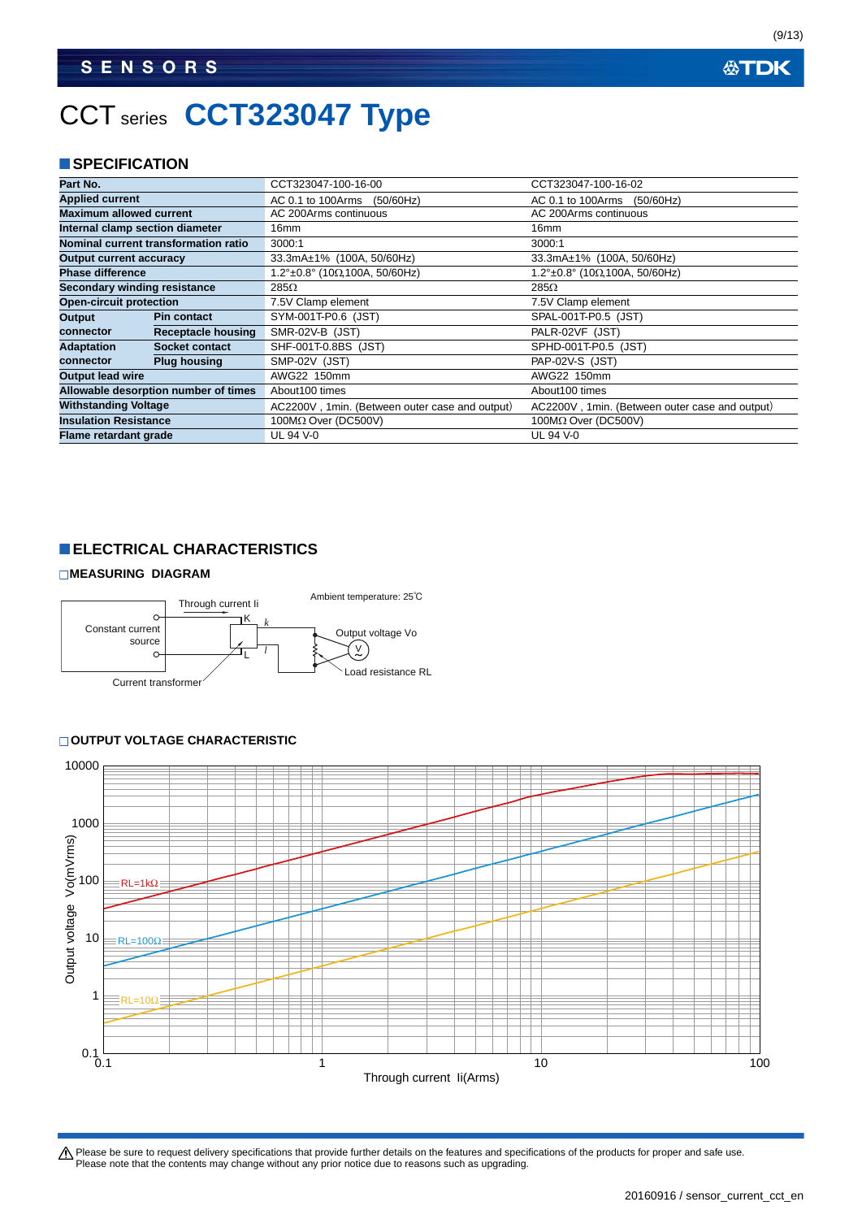# CCT series CCT323047 Type

## SPECIFICATION

| Part No. | | CCT323047-100-16-00 | CCT323047-100-16-02 |
|---|---|---|---|
| Applied current | | AC 0.1 to 100Arms (50/60Hz) | AC 0.1 to 100Arms (50/60Hz) |
| Maximum allowed current | | AC 200Arms continuous | AC 200Arms continuous |
| Internal clamp section diameter | | 16mm | 16mm |
| Nominal current transformation ratio | | 3000:1 | 3000:1 |
| Output current accuracy | | 33.3mA±1% (100A, 50/60Hz) | 33.3mA±1% (100A, 50/60Hz) |
| Phase difference | | 1.2°±0.8° (10Ω,100A, 50/60Hz) | 1.2°±0.8° (10Ω,100A, 50/60Hz) |
| Secondary winding resistance | | 285Ω | 285Ω |
| Open-circuit protection | | 7.5V Clamp element | 7.5V Clamp element |
| Output connector | Pin contact | SYM-001T-P0.6 (JST) | SPAL-001T-P0.5 (JST) |
| | Receptacle housing | SMR-02V-B (JST) | PALR-02VF (JST) |
| Adaptation connector | Socket contact | SHF-001T-0.8BS (JST) | SPHD-001T-P0.5 (JST) |
| | Plug housing | SMP-02V (JST) | PAP-02V-S (JST) |
| Output lead wire | | AWG22 150mm | AWG22 150mm |
| Allowable desorption number of times | | About100 times | About100 times |
| Withstanding Voltage | | AC2200V , 1min. (Between outer case and output) | AC2200V , 1min. (Between outer case and output) |
| Insulation Resistance | | 100MΩ Over (DC500V) | 100MΩ Over (DC500V) |
| Flame retardant grade | | UL 94 V-0 | UL 94 V-0 |

## ELECTRICAL CHARACTERISTICS

### MEASURING DIAGRAM

Ambient temperature: 25˚C

Constant current source — Through current Ii — K, L — k, l — Current transformer — Output voltage Vo — Load resistance RL

### OUTPUT VOLTAGE CHARACTERISTIC

Output voltage Vo(mVrms) vs. Through current Ii(Arms); curves: RL=1kΩ, RL=100Ω, RL=10Ω

⚠ Please be sure to request delivery specifications that provide further details on the features and specifications of the products for proper and safe use.
Please note that the contents may change without any prior notice due to reasons such as upgrading.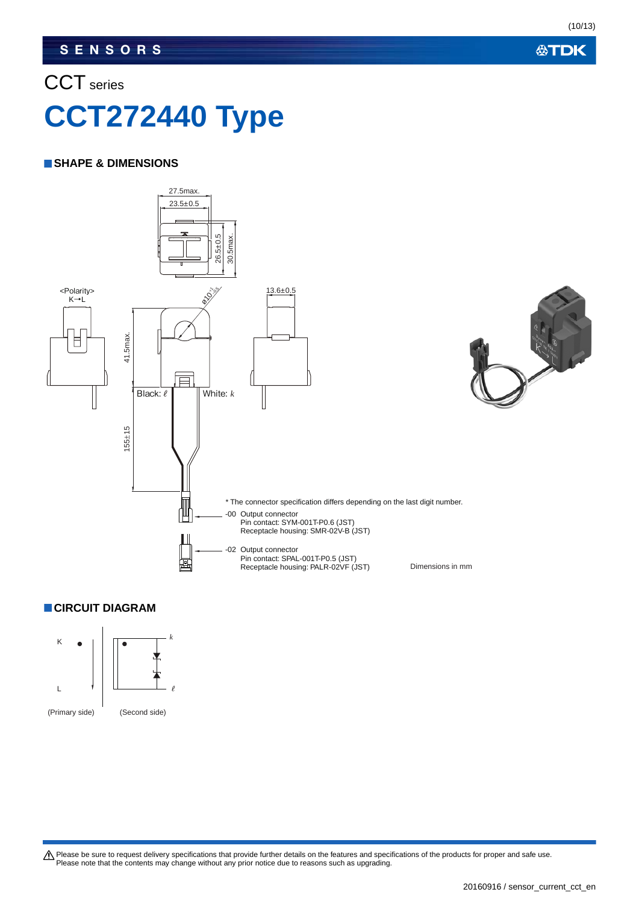SENSORS

# CCT series

# CCT272440 Type

## SHAPE & DIMENSIONS

27.5max.
23.5±0.5
26.5±0.5
30.5max.
<Polarity>
K→L
ø10
13.6±0.5
41.5max.
Black: ℓ
White: k
155±15

* The connector specification differs depending on the last digit number.

-00 Output connector
Pin contact: SYM-001T-P0.6 (JST)
Receptacle housing: SMR-02V-B (JST)

-02 Output connector
Pin contact: SPAL-001T-P0.5 (JST)
Receptacle housing: PALR-02VF (JST)

Dimensions in mm

## CIRCUIT DIAGRAM

K
L
k
ℓ

(Primary side) (Second side)

⚠ Please be sure to request delivery specifications that provide further details on the features and specifications of the products for proper and safe use.
Please note that the contents may change without any prior notice due to reasons such as upgrading.

20160916 / sensor_current_cct_en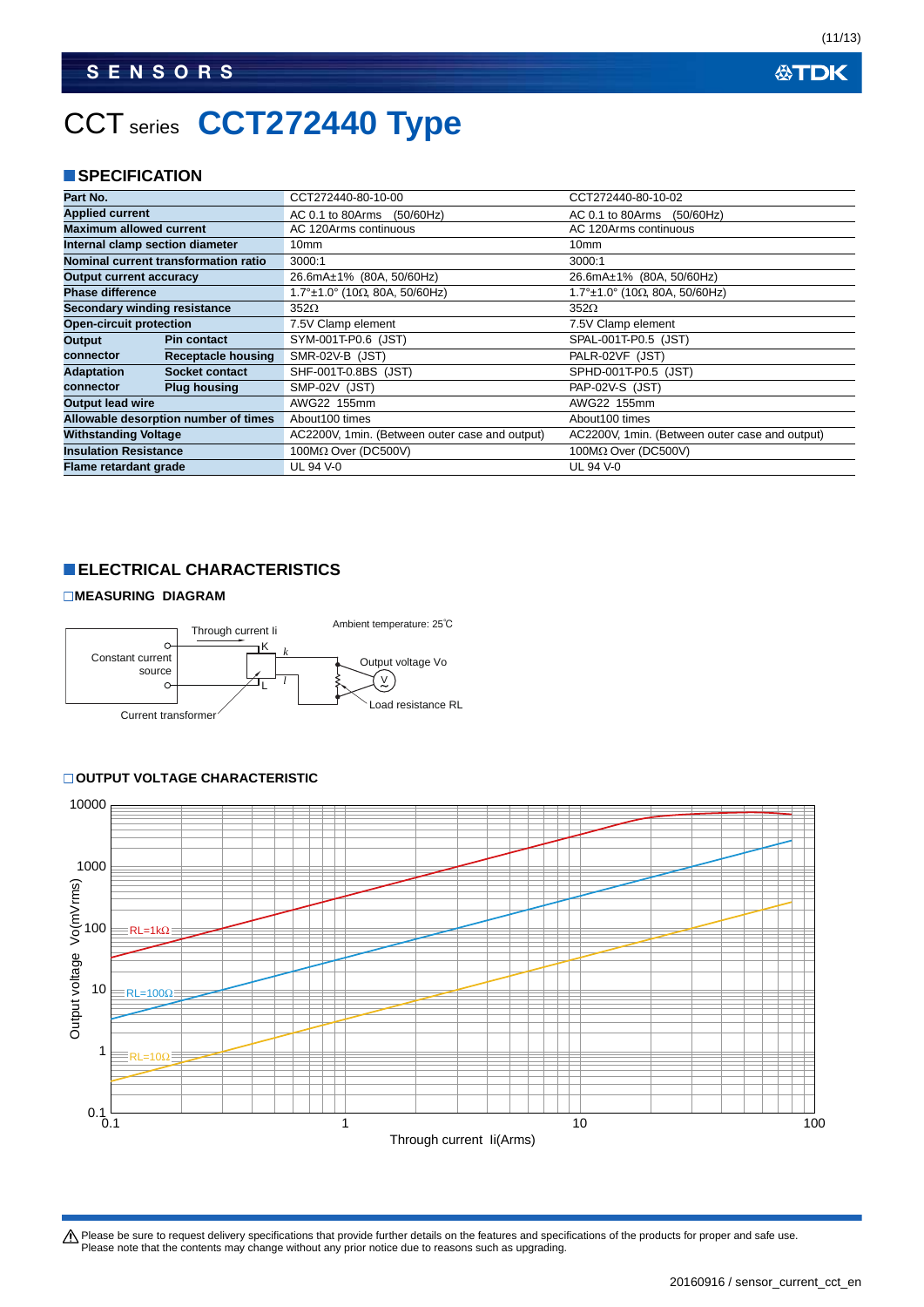# CCT series CCT272440 Type

## SPECIFICATION

| Part No. | | CCT272440-80-10-00 | CCT272440-80-10-02 |
|---|---|---|---|
| Applied current | | AC 0.1 to 80Arms (50/60Hz) | AC 0.1 to 80Arms (50/60Hz) |
| Maximum allowed current | | AC 120Arms continuous | AC 120Arms continuous |
| Internal clamp section diameter | | 10mm | 10mm |
| Nominal current transformation ratio | | 3000:1 | 3000:1 |
| Output current accuracy | | 26.6mA±1% (80A, 50/60Hz) | 26.6mA±1% (80A, 50/60Hz) |
| Phase difference | | 1.7°±1.0° (10Ω, 80A, 50/60Hz) | 1.7°±1.0° (10Ω, 80A, 50/60Hz) |
| Secondary winding resistance | | 352Ω | 352Ω |
| Open-circuit protection | | 7.5V Clamp element | 7.5V Clamp element |
| Output connector | Pin contact | SYM-001T-P0.6 (JST) | SPAL-001T-P0.5 (JST) |
| | Receptacle housing | SMR-02V-B (JST) | PALR-02VF (JST) |
| Adaptation connector | Socket contact | SHF-001T-0.8BS (JST) | SPHD-001T-P0.5 (JST) |
| | Plug housing | SMP-02V (JST) | PAP-02V-S (JST) |
| Output lead wire | | AWG22 155mm | AWG22 155mm |
| Allowable desorption number of times | | About100 times | About100 times |
| Withstanding Voltage | | AC2200V, 1min. (Between outer case and output) | AC2200V, 1min. (Between outer case and output) |
| Insulation Resistance | | 100MΩ Over (DC500V) | 100MΩ Over (DC500V) |
| Flame retardant grade | | UL 94 V-0 | UL 94 V-0 |

## ELECTRICAL CHARACTERISTICS

### MEASURING DIAGRAM

Ambient temperature: 25℃

Through current Ii

Constant current source

K, k, L, l

Output voltage Vo

Load resistance RL

Current transformer

### OUTPUT VOLTAGE CHARACTERISTIC

Output voltage Vo(mVrms): 0.1, 1, 10, 100, 1000, 10000

RL=1kΩ

RL=100Ω

RL=10Ω

Through current Ii(Arms): 0.1, 1, 10, 100

⚠ Please be sure to request delivery specifications that provide further details on the features and specifications of the products for proper and safe use.
Please note that the contents may change without any prior notice due to reasons such as upgrading.

20160916 / sensor_current_cct_en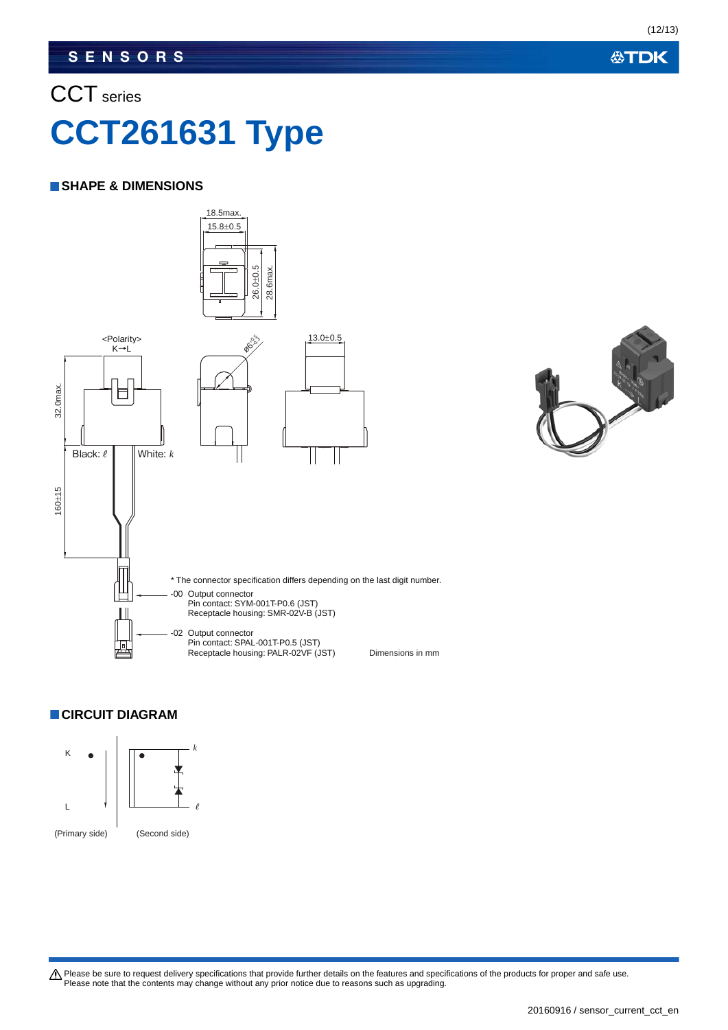# CCT series

# CCT261631 Type

## SHAPE & DIMENSIONS

18.5max.
15.8±0.5
26.0±0.5
28.6max.
<Polarity>
K→L
32.0max.
ø6
13.0±0.5
Black: ℓ
White: k
160±15

* The connector specification differs depending on the last digit number.

-00 Output connector
Pin contact: SYM-001T-P0.6 (JST)
Receptacle housing: SMR-02V-B (JST)

-02 Output connector
Pin contact: SPAL-001T-P0.5 (JST)
Receptacle housing: PALR-02VF (JST)

Dimensions in mm

## CIRCUIT DIAGRAM

K
L
k
ℓ

(Primary side) (Second side)

⚠ Please be sure to request delivery specifications that provide further details on the features and specifications of the products for proper and safe use.
Please note that the contents may change without any prior notice due to reasons such as upgrading.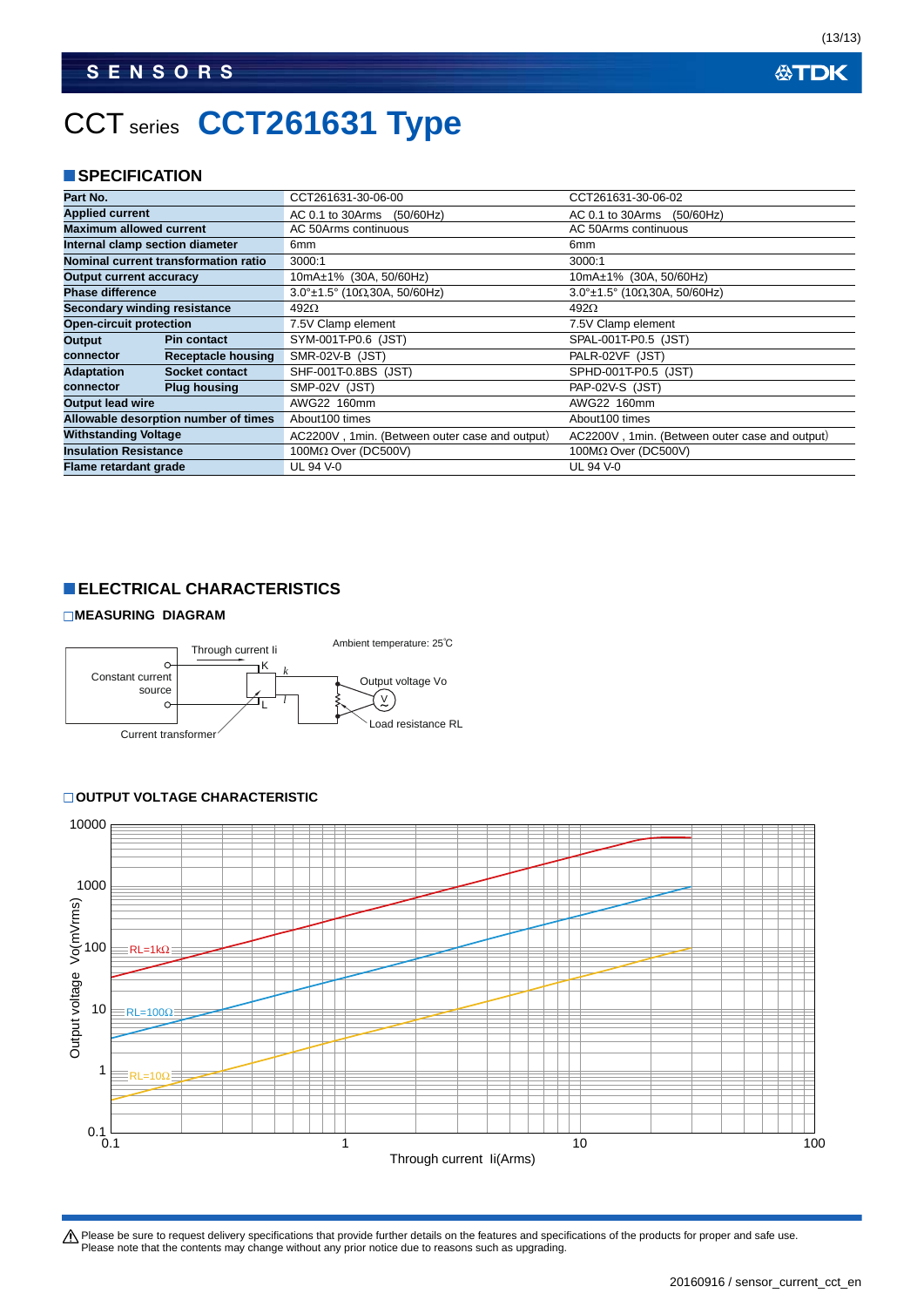# CCT series CCT261631 Type

## SPECIFICATION

| Part No. | | CCT261631-30-06-00 | CCT261631-30-06-02 |
|---|---|---|---|
| Applied current | | AC 0.1 to 30Arms (50/60Hz) | AC 0.1 to 30Arms (50/60Hz) |
| Maximum allowed current | | AC 50Arms continuous | AC 50Arms continuous |
| Internal clamp section diameter | | 6mm | 6mm |
| Nominal current transformation ratio | | 3000:1 | 3000:1 |
| Output current accuracy | | 10mA±1% (30A, 50/60Hz) | 10mA±1% (30A, 50/60Hz) |
| Phase difference | | 3.0°±1.5° (10Ω,30A, 50/60Hz) | 3.0°±1.5° (10Ω,30A, 50/60Hz) |
| Secondary winding resistance | | 492Ω | 492Ω |
| Open-circuit protection | | 7.5V Clamp element | 7.5V Clamp element |
| Output connector | Pin contact | SYM-001T-P0.6 (JST) | SPAL-001T-P0.5 (JST) |
| | Receptacle housing | SMR-02V-B (JST) | PALR-02VF (JST) |
| Adaptation connector | Socket contact | SHF-001T-0.8BS (JST) | SPHD-001T-P0.5 (JST) |
| | Plug housing | SMP-02V (JST) | PAP-02V-S (JST) |
| Output lead wire | | AWG22 160mm | AWG22 160mm |
| Allowable desorption number of times | | About100 times | About100 times |
| Withstanding Voltage | | AC2200V , 1min. (Between outer case and output) | AC2200V , 1min. (Between outer case and output) |
| Insulation Resistance | | 100MΩ Over (DC500V) | 100MΩ Over (DC500V) |
| Flame retardant grade | | UL 94 V-0 | UL 94 V-0 |

## ELECTRICAL CHARACTERISTICS

### MEASURING DIAGRAM

Ambient temperature: 25℃

Through current Ii

Constant current source

K

L

k

l

Output voltage Vo

Load resistance RL

Current transformer

### OUTPUT VOLTAGE CHARACTERISTIC

Output voltage Vo(mVrms)

10000
1000
100
10
1
0.1

RL=1kΩ
RL=100Ω
RL=10Ω

0.1
1
10
100

Through current Ii(Arms)

⚠ Please be sure to request delivery specifications that provide further details on the features and specifications of the products for proper and safe use.
Please note that the contents may change without any prior notice due to reasons such as upgrading.

20160916 / sensor_current_cct_en